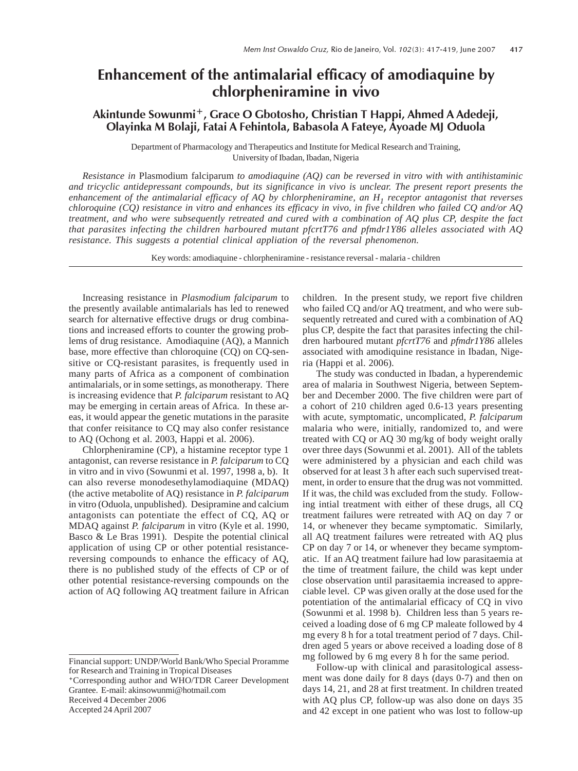# Enhancement of the antimalarial efficacy of amodiaquine by chlorpheniramine in vivo

**Akintunde Sowunmi[+], Grace O Gbotosho, Christian T Happi, Ahmed A Adedeji, Olayinka M Bolaji, Fatai A Fehintola, Babasola A Fateye, Ayoade MJ Oduola**

Department of Pharmacology and Therapeutics and Institute for Medical Research and Training, University of Ibadan, Ibadan, Nigeria

*Resistance in* Plasmodium falciparum *to amodiaquine (AQ) can be reversed in vitro with with antihistaminic and tricyclic antidepressant compounds, but its significance in vivo is unclear. The present report presents the enhancement of the antimalarial efficacy of AQ by chlorpheniramine, an $H_1$ receptor antagonist that reverses chloroquine (CQ) resistance in vitro and enhances its efficacy in vivo, in five children who failed CQ and/or AQ treatment, and who were subsequently retreated and cured with a combination of AQ plus CP, despite the fact that parasites infecting the children harboured mutant pfcrtT76 and pfmdr1Y86 alleles associated with AQ resistance. This suggests a potential clinical appliation of the reversal phenomenon.*

Key words: amodiaquine - chlorpheniramine - resistance reversal - malaria - children

Increasing resistance in *Plasmodium falciparum* to the presently available antimalarials has led to renewed search for alternative effective drugs or drug combinations and increased efforts to counter the growing problems of drug resistance. Amodiaquine (AQ), a Mannich base, more effective than chloroquine (CQ) on CQ-sensitive or CQ-resistant parasites, is frequently used in many parts of Africa as a component of combination antimalarials, or in some settings, as monotherapy. There is increasing evidence that *P. falciparum* resistant to AQ may be emerging in certain areas of Africa. In these areas, it would appear the genetic mutations in the parasite that confer reisitance to CQ may also confer resistance to AQ (Ochong et al. 2003, Happi et al. 2006).

Chlorpheniramine (CP), a histamine receptor type 1 antagonist, can reverse resistance in *P. falciparum* to CQ in vitro and in vivo (Sowunmi et al. 1997, 1998 a, b). It can also reverse monodesethylamodiaquine (MDAQ) (the active metabolite of AQ) resistance in *P. falciparum* in vitro (Oduola, unpublished). Desipramine and calcium antagonists can potentiate the effect of CQ, AQ or MDAQ against *P. falciparum* in vitro (Kyle et al. 1990, Basco & Le Bras 1991). Despite the potential clinical application of using CP or other potential resistance-reversing compounds to enhance the efficacy of AQ, there is no published study of the effects of CP or of other potential resistance-reversing compounds on the action of AQ following AQ treatment failure in African children. In the present study, we report five children who failed CQ and/or AQ treatment, and who were subsequently retreated and cured with a combination of AQ plus CP, despite the fact that parasites infecting the children harboured mutant *pfcrtT76* and *pfmdr1Y86* alleles associated with amodiquine resistance in Ibadan, Nigeria (Happi et al. 2006).

The study was conducted in Ibadan, a hyperendemic area of malaria in Southwest Nigeria, between September and December 2000. The five children were part of a cohort of 210 children aged 0.6-13 years presenting with acute, symptomatic, uncomplicated, *P. falciparum* malaria who were, initially, randomized to, and were treated with CQ or AQ 30 mg/kg of body weight orally over three days (Sowunmi et al. 2001). All of the tablets were administered by a physician and each child was observed for at least 3 h after each such supervised treatment, in order to ensure that the drug was not vommitted. If it was, the child was excluded from the study. Following intial treatment with either of these drugs, all CQ treatment failures were retreated with AQ on day 7 or 14, or whenever they became symptomatic. Similarly, all AQ treatment failures were retreated with AQ plus CP on day 7 or 14, or whenever they became symptomatic. If an AQ treatment failure had low parasitaemia at the time of treatment failure, the child was kept under close observation until parasitaemia increased to appreciable level. CP was given orally at the dose used for the potentiation of the antimalarial efficacy of CQ in vivo (Sowunmi et al. 1998 b). Children less than 5 years received a loading dose of 6 mg CP maleate followed by 4 mg every 8 h for a total treatment period of 7 days. Children aged 5 years or above received a loading dose of 8 mg followed by 6 mg every 8 h for the same period.

Follow-up with clinical and parasitological assessment was done daily for 8 days (days 0-7) and then on days 14, 21, and 28 at first treatment. In children treated with AQ plus CP, follow-up was also done on days 35 and 42 except in one patient who was lost to follow-up

Financial support: UNDP/World Bank/Who Special Proramme for Research and Training in Tropical Diseases

[+]Corresponding author and WHO/TDR Career Development Grantee. E-mail: akinsowunmi@hotmail.com

Received 4 December 2006

Accepted 24 April 2007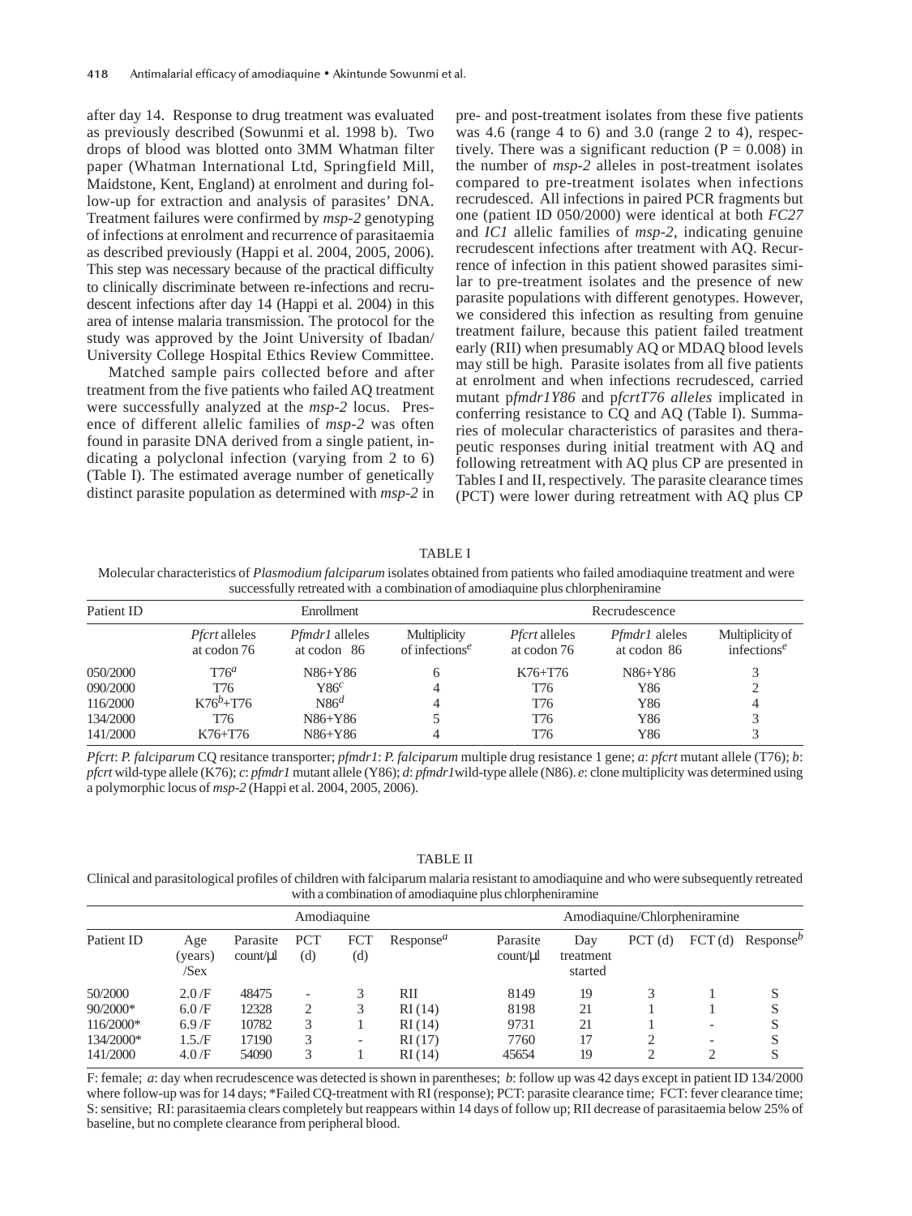after day 14. Response to drug treatment was evaluated as previously described (Sowunmi et al. 1998 b). Two drops of blood was blotted onto 3MM Whatman filter paper (Whatman International Ltd, Springfield Mill, Maidstone, Kent, England) at enrolment and during follow-up for extraction and analysis of parasites' DNA. Treatment failures were confirmed by *msp-2* genotyping of infections at enrolment and recurrence of parasitaemia as described previously (Happi et al. 2004, 2005, 2006). This step was necessary because of the practical difficulty to clinically discriminate between re-infections and recrudescent infections after day 14 (Happi et al. 2004) in this area of intense malaria transmission. The protocol for the study was approved by the Joint University of Ibadan/ University College Hospital Ethics Review Committee.

Matched sample pairs collected before and after treatment from the five patients who failed AQ treatment were successfully analyzed at the *msp-2* locus. Presence of different allelic families of *msp-2* was often found in parasite DNA derived from a single patient, indicating a polyclonal infection (varying from 2 to 6) (Table I). The estimated average number of genetically distinct parasite population as determined with *msp-2* in pre- and post-treatment isolates from these five patients was 4.6 (range 4 to 6) and 3.0 (range 2 to 4), respectively. There was a significant reduction ($P = 0.008$) in the number of *msp-2* alleles in post-treatment isolates compared to pre-treatment isolates when infections recrudesced. All infections in paired PCR fragments but one (patient ID 050/2000) were identical at both *FC27* and *IC1* allelic families of *msp-2*, indicating genuine recrudescent infections after treatment with AQ. Recurrence of infection in this patient showed parasites similar to pre-treatment isolates and the presence of new parasite populations with different genotypes. However, we considered this infection as resulting from genuine treatment failure, because this patient failed treatment early (RII) when presumably AQ or MDAQ blood levels may still be high. Parasite isolates from all five patients at enrolment and when infections recrudesced, carried mutant p*fmdr1Y86* and p*fcrtT76 alleles* implicated in conferring resistance to CQ and AQ (Table I). Summaries of molecular characteristics of parasites and therapeutic responses during initial treatment with AQ and following retreatment with AQ plus CP are presented in Tables I and II, respectively. The parasite clearance times (PCT) were lower during retreatment with AQ plus CP

TABLE I

Molecular characteristics of *Plasmodium falciparum* isolates obtained from patients who failed amodiaquine treatment and were successfully retreated with a combination of amodiaquine plus chlorpheniramine

| Patient ID | Enrollment | | | Recrudescence | | |
|---|---|---|---|---|---|---|
| | *Pfcrt* alleles at codon 76 | *Pfmdr1* alleles at codon 86 | Multiplicity of infections[e] | *Pfcrt* alleles at codon 76 | *Pfmdr1* aleles at codon 86 | Multiplicity of infections[e] |
| 050/2000 | T76[a] | N86+Y86 | 6 | K76+T76 | N86+Y86 | 3 |
| 090/2000 | T76 | Y86[c] | 4 | T76 | Y86 | 2 |
| 116/2000 | K76[b]+T76 | N86[d] | 4 | T76 | Y86 | 4 |
| 134/2000 | T76 | N86+Y86 | 5 | T76 | Y86 | 3 |
| 141/2000 | K76+T76 | N86+Y86 | 4 | T76 | Y86 | 3 |

*Pfcrt*: *P. falciparum* CQ resitance transporter; *pfmdr1*: *P. falciparum* multiple drug resistance 1 gene; *a*: *pfcrt* mutant allele (T76); *b*: *pfcrt* wild-type allele (K76); *c*: *pfmdr1* mutant allele (Y86); *d*: *pfmdr1* wild-type allele (N86). *e*: clone multiplicity was determined using a polymorphic locus of *msp-2* (Happi et al. 2004, 2005, 2006).

TABLE II

Clinical and parasitological profiles of children with falciparum malaria resistant to amodiaquine and who were subsequently retreated with a combination of amodiaquine plus chlorpheniramine

| Patient ID | Amodiaquine | | | | | Amodiaquine/Chlorpheniramine | | | | |
|---|---|---|---|---|---|---|---|---|---|---|
| | Age (years) /Sex | Parasite count/µl | PCT (d) | FCT (d) | Response[a] | Parasite count/µl | Day treatment started | PCT (d) | FCT (d) | Response[b] |
| 50/2000 | 2.0 /F | 48475 | - | 3 | RII | 8149 | 19 | 3 | 1 | S |
| 90/2000* | 6.0 /F | 12328 | 2 | 3 | RI (14) | 8198 | 21 | 1 | 1 | S |
| 116/2000* | 6.9 /F | 10782 | 3 | 1 | RI (14) | 9731 | 21 | 1 | - | S |
| 134/2000* | 1.5./F | 17190 | 3 | - | RI (17) | 7760 | 17 | 2 | - | S |
| 141/2000 | 4.0 /F | 54090 | 3 | 1 | RI (14) | 45654 | 19 | 2 | 2 | S |

F: female; *a*: day when recrudescence was detected is shown in parentheses; *b*: follow up was 42 days except in patient ID 134/2000 where follow-up was for 14 days; *Failed CQ-treatment with RI (response); PCT: parasite clearance time; FCT: fever clearance time; S: sensitive; RI: parasitaemia clears completely but reappears within 14 days of follow up; RII decrease of parasitaemia below 25% of baseline, but no complete clearance from peripheral blood.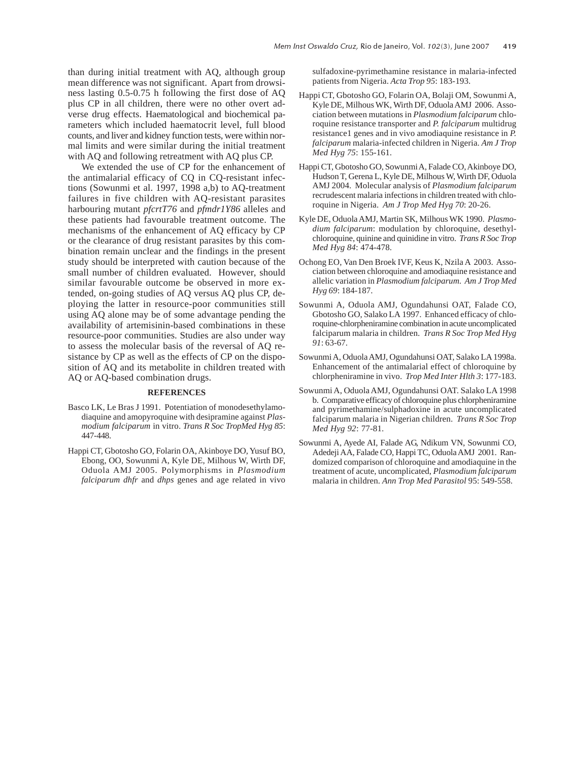than during initial treatment with AQ, although group mean difference was not significant. Apart from drowsiness lasting 0.5-0.75 h following the first dose of AQ plus CP in all children, there were no other overt adverse drug effects. Haematological and biochemical parameters which included haematocrit level, full blood counts, and liver and kidney function tests, were within normal limits and were similar during the initial treatment with AQ and following retreatment with AQ plus CP.

We extended the use of CP for the enhancement of the antimalarial efficacy of CQ in CQ-resistant infections (Sowunmi et al. 1997, 1998 a,b) to AQ-treatment failures in five children with AQ-resistant parasites harbouring mutant *pfcrtT76* and *pfmdr1Y86* alleles and these patients had favourable treatment outcome. The mechanisms of the enhancement of AQ efficacy by CP or the clearance of drug resistant parasites by this combination remain unclear and the findings in the present study should be interpreted with caution because of the small number of children evaluated. However, should similar favourable outcome be observed in more extended, on-going studies of AQ versus AQ plus CP, deploying the latter in resource-poor communities still using AQ alone may be of some advantage pending the availability of artemisinin-based combinations in these resource-poor communities. Studies are also under way to assess the molecular basis of the reversal of AQ resistance by CP as well as the effects of CP on the disposition of AQ and its metabolite in children treated with AQ or AQ-based combination drugs.

## REFERENCES

Basco LK, Le Bras J 1991. Potentiation of monodesethylamodiaquine and amopyroquine with desipramine against *Plasmodium falciparum* in vitro. *Trans R Soc TropMed Hyg 85*: 447-448.

Happi CT, Gbotosho GO, Folarin OA, Akinboye DO, Yusuf BO, Ebong, OO, Sowunmi A, Kyle DE, Milhous W, Wirth DF, Oduola AMJ 2005. Polymorphisms in *Plasmodium falciparum dhfr* and *dhps* genes and age related in vivo sulfadoxine-pyrimethamine resistance in malaria-infected patients from Nigeria. *Acta Trop 95*: 183-193.

Happi CT, Gbotosho GO, Folarin OA, Bolaji OM, Sowunmi A, Kyle DE, Milhous WK, Wirth DF, Oduola AMJ 2006. Association between mutations in *Plasmodium falciparum* chloroquine resistance transporter and *P. falciparum* multidrug resistance1 genes and in vivo amodiaquine resistance in *P. falciparum* malaria-infected children in Nigeria. *Am J Trop Med Hyg 75*: 155-161.

Happi CT, Gbotosho GO, Sowunmi A, Falade CO, Akinboye DO, Hudson T, Gerena L, Kyle DE, Milhous W, Wirth DF, Oduola AMJ 2004. Molecular analysis of *Plasmodium falciparum* recrudescent malaria infections in children treated with chloroquine in Nigeria. *Am J Trop Med Hyg 70*: 20-26.

Kyle DE, Oduola AMJ, Martin SK, Milhous WK 1990. *Plasmodium falciparum*: modulation by chloroquine, desethylchloroquine, quinine and quinidine in vitro. *Trans R Soc Trop Med Hyg 84*: 474-478.

Ochong EO, Van Den Broek IVF, Keus K, Nzila A 2003. Association between chloroquine and amodiaquine resistance and allelic variation in *Plasmodium falciparum*. *Am J Trop Med Hyg 69*: 184-187.

Sowunmi A, Oduola AMJ, Ogundahunsi OAT, Falade CO, Gbotosho GO, Salako LA 1997. Enhanced efficacy of chloroquine-chlorpheniramine combination in acute uncomplicated falciparum malaria in children. *Trans R Soc Trop Med Hyg 91*: 63-67.

Sowunmi A, Oduola AMJ, Ogundahunsi OAT, Salako LA 1998a. Enhancement of the antimalarial effect of chloroquine by chlorpheniramine in vivo. *Trop Med Inter Hlth 3*: 177-183.

Sowunmi A, Oduola AMJ, Ogundahunsi OAT. Salako LA 1998 b. Comparative efficacy of chloroquine plus chlorpheniramine and pyrimethamine/sulphadoxine in acute uncomplicated falciparum malaria in Nigerian children. *Trans R Soc Trop Med Hyg 92*: 77-81.

Sowunmi A, Ayede AI, Falade AG, Ndikum VN, Sowunmi CO, Adedeji AA, Falade CO, Happi TC, Oduola AMJ 2001. Randomized comparison of chloroquine and amodiaquine in the treatment of acute, uncomplicated, *Plasmodium falciparum* malaria in children. *Ann Trop Med Parasitol* 95: 549-558.